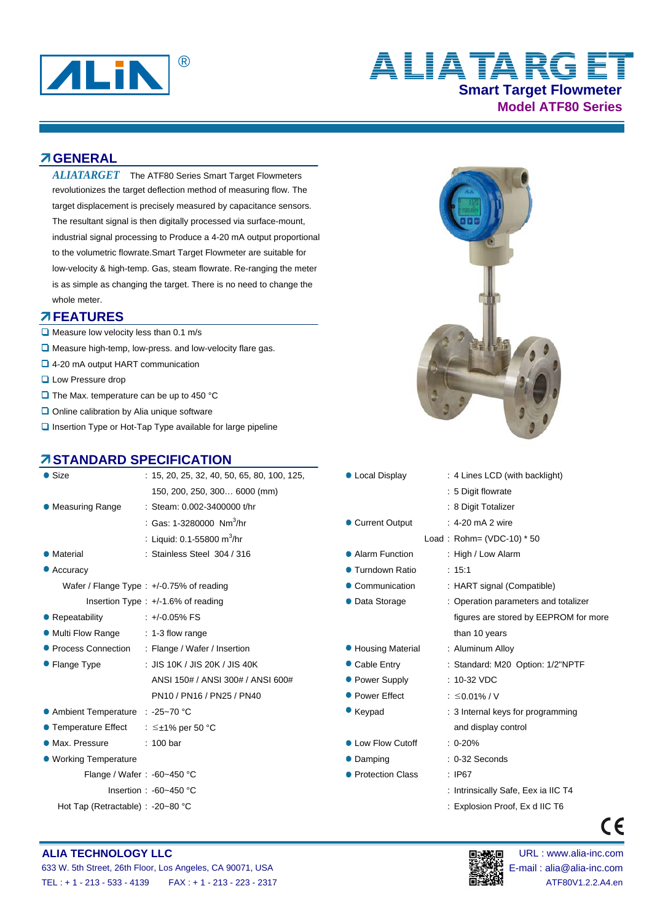# ALIATARGET

## Smart Target Flowmeter

### Model ATF80 Series

## GENERAL

*ALIATARGET* The ATF80 Series Smart Target Flowmeters revolutionizes the target deflection method of measuring flow. The target displacement is precisely measured by capacitance sensors. The resultant signal is then digitally processed via surface-mount, industrial signal processing to Produce a 4-20 mA output proportional to the volumetric flowrate.Smart Target Flowmeter are suitable for low-velocity & high-temp. Gas, steam flowrate. Re-ranging the meter is as simple as changing the target. There is no need to change the whole meter.

## FEATURES

- Measure low velocity less than 0.1 m/s
- Measure high-temp, low-press. and low-velocity flare gas.
- 4-20 mA output HART communication
- Low Pressure drop
- The Max. temperature can be up to 450 °C
- Online calibration by Alia unique software
- Insertion Type or Hot-Tap Type available for large pipeline

## STANDARD SPECIFICATION

- **Size** : 15, 20, 25, 32, 40, 50, 65, 80, 100, 125, 150, 200, 250, 300… 6000 (mm)
- **Measuring Range** : Steam: 0.002-3400000 t/hr
  : Gas: 1-3280000 $Nm^3$/hr
  : Liquid: 0.1-55800 $m^3$/hr
- **Material** : Stainless Steel 304 / 316
- **Accuracy**
  - Wafer / Flange Type : +/-0.75% of reading
  - Insertion Type : +/-1.6% of reading
- **Repeatability** : +/-0.05% FS
- **Multi Flow Range** : 1-3 flow range
- **Process Connection** : Flange / Wafer / Insertion
- **Flange Type** : JIS 10K / JIS 20K / JIS 40K
  ANSI 150# / ANSI 300# / ANSI 600#
  PN10 / PN16 / PN25 / PN40
- **Ambient Temperature** : -25~70 °C
- **Temperature Effect** : ≤±1% per 50 °C
- **Max. Pressure** : 100 bar
- **Working Temperature**
  - Flange / Wafer : -60~450 °C
  - Insertion : -60~450 °C
  - Hot Tap (Retractable) : -20~80 °C
- **Local Display** : 4 Lines LCD (with backlight)
  : 5 Digit flowrate
  : 8 Digit Totalizer
- **Current Output** : 4-20 mA 2 wire
  Load : Rohm= (VDC-10) * 50
- **Alarm Function** : High / Low Alarm
- **Turndown Ratio** : 15:1
- **Communication** : HART signal (Compatible)
- **Data Storage** : Operation parameters and totalizer figures are stored by EEPROM for more than 10 years
- **Housing Material** : Aluminum Alloy
- **Cable Entry** : Standard: M20 Option: 1/2"NPTF
- **Power Supply** : 10-32 VDC
- **Power Effect** : ≤0.01% / V
- **Keypad** : 3 Internal keys for programming and display control
- **Low Flow Cutoff** : 0-20%
- **Damping** : 0-32 Seconds
- **Protection Class** : IP67
  : Intrinsically Safe, Eex ia IIC T4
  : Explosion Proof, Ex d IIC T6

CE

**ALIA TECHNOLOGY LLC**
633 W. 5th Street, 26th Floor, Los Angeles, CA 90071, USA
TEL : + 1 - 213 - 533 - 4139 FAX : + 1 - 213 - 223 - 2317

URL : www.alia-inc.com
E-mail : alia@alia-inc.com
ATF80V1.2.2.A4.en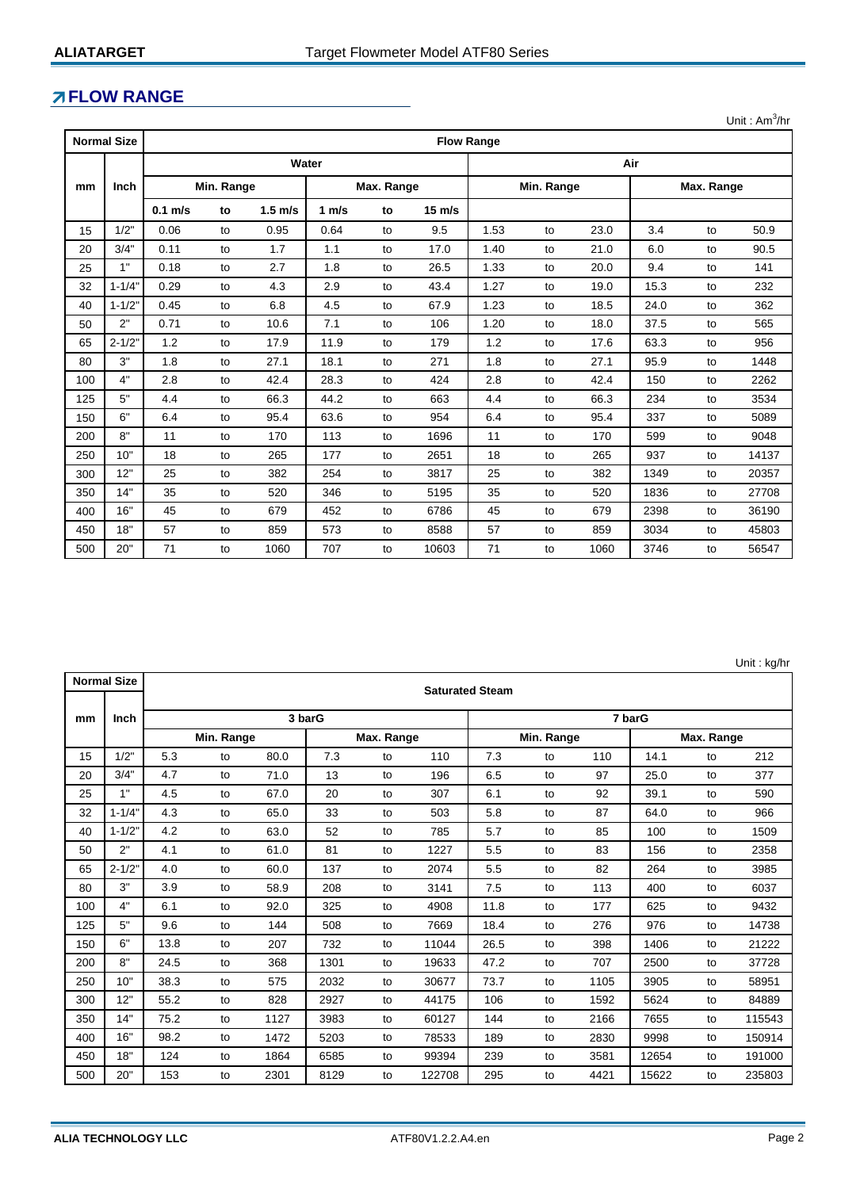## FLOW RANGE

Unit : $Am^3/hr$

| Normal Size | | Flow Range | | | | | | | | | | | |
|---|---|---|---|---|---|---|---|---|---|---|---|---|---|
| | | Water | | | | | | Air | | | | | |
| mm | Inch | Min. Range | | | Max. Range | | | Min. Range | | | Max. Range | | |
| | | 0.1 m/s | to | 1.5 m/s | 1 m/s | to | 15 m/s | | | | | | |
| 15 | 1/2" | 0.06 | to | 0.95 | 0.64 | to | 9.5 | 1.53 | to | 23.0 | 3.4 | to | 50.9 |
| 20 | 3/4" | 0.11 | to | 1.7 | 1.1 | to | 17.0 | 1.40 | to | 21.0 | 6.0 | to | 90.5 |
| 25 | 1" | 0.18 | to | 2.7 | 1.8 | to | 26.5 | 1.33 | to | 20.0 | 9.4 | to | 141 |
| 32 | 1-1/4" | 0.29 | to | 4.3 | 2.9 | to | 43.4 | 1.27 | to | 19.0 | 15.3 | to | 232 |
| 40 | 1-1/2" | 0.45 | to | 6.8 | 4.5 | to | 67.9 | 1.23 | to | 18.5 | 24.0 | to | 362 |
| 50 | 2" | 0.71 | to | 10.6 | 7.1 | to | 106 | 1.20 | to | 18.0 | 37.5 | to | 565 |
| 65 | 2-1/2" | 1.2 | to | 17.9 | 11.9 | to | 179 | 1.2 | to | 17.6 | 63.3 | to | 956 |
| 80 | 3" | 1.8 | to | 27.1 | 18.1 | to | 271 | 1.8 | to | 27.1 | 95.9 | to | 1448 |
| 100 | 4" | 2.8 | to | 42.4 | 28.3 | to | 424 | 2.8 | to | 42.4 | 150 | to | 2262 |
| 125 | 5" | 4.4 | to | 66.3 | 44.2 | to | 663 | 4.4 | to | 66.3 | 234 | to | 3534 |
| 150 | 6" | 6.4 | to | 95.4 | 63.6 | to | 954 | 6.4 | to | 95.4 | 337 | to | 5089 |
| 200 | 8" | 11 | to | 170 | 113 | to | 1696 | 11 | to | 170 | 599 | to | 9048 |
| 250 | 10" | 18 | to | 265 | 177 | to | 2651 | 18 | to | 265 | 937 | to | 14137 |
| 300 | 12" | 25 | to | 382 | 254 | to | 3817 | 25 | to | 382 | 1349 | to | 20357 |
| 350 | 14" | 35 | to | 520 | 346 | to | 5195 | 35 | to | 520 | 1836 | to | 27708 |
| 400 | 16" | 45 | to | 679 | 452 | to | 6786 | 45 | to | 679 | 2398 | to | 36190 |
| 450 | 18" | 57 | to | 859 | 573 | to | 8588 | 57 | to | 859 | 3034 | to | 45803 |
| 500 | 20" | 71 | to | 1060 | 707 | to | 10603 | 71 | to | 1060 | 3746 | to | 56547 |

Unit : kg/hr

| Normal Size | | Saturated Steam | | | | | | | | | | | |
|---|---|---|---|---|---|---|---|---|---|---|---|---|---|
| mm | Inch | 3 barG | | | | | | 7 barG | | | | | |
| | | Min. Range | | | Max. Range | | | Min. Range | | | Max. Range | | |
| 15 | 1/2" | 5.3 | to | 80.0 | 7.3 | to | 110 | 7.3 | to | 110 | 14.1 | to | 212 |
| 20 | 3/4" | 4.7 | to | 71.0 | 13 | to | 196 | 6.5 | to | 97 | 25.0 | to | 377 |
| 25 | 1" | 4.5 | to | 67.0 | 20 | to | 307 | 6.1 | to | 92 | 39.1 | to | 590 |
| 32 | 1-1/4" | 4.3 | to | 65.0 | 33 | to | 503 | 5.8 | to | 87 | 64.0 | to | 966 |
| 40 | 1-1/2" | 4.2 | to | 63.0 | 52 | to | 785 | 5.7 | to | 85 | 100 | to | 1509 |
| 50 | 2" | 4.1 | to | 61.0 | 81 | to | 1227 | 5.5 | to | 83 | 156 | to | 2358 |
| 65 | 2-1/2" | 4.0 | to | 60.0 | 137 | to | 2074 | 5.5 | to | 82 | 264 | to | 3985 |
| 80 | 3" | 3.9 | to | 58.9 | 208 | to | 3141 | 7.5 | to | 113 | 400 | to | 6037 |
| 100 | 4" | 6.1 | to | 92.0 | 325 | to | 4908 | 11.8 | to | 177 | 625 | to | 9432 |
| 125 | 5" | 9.6 | to | 144 | 508 | to | 7669 | 18.4 | to | 276 | 976 | to | 14738 |
| 150 | 6" | 13.8 | to | 207 | 732 | to | 11044 | 26.5 | to | 398 | 1406 | to | 21222 |
| 200 | 8" | 24.5 | to | 368 | 1301 | to | 19633 | 47.2 | to | 707 | 2500 | to | 37728 |
| 250 | 10" | 38.3 | to | 575 | 2032 | to | 30677 | 73.7 | to | 1105 | 3905 | to | 58951 |
| 300 | 12" | 55.2 | to | 828 | 2927 | to | 44175 | 106 | to | 1592 | 5624 | to | 84889 |
| 350 | 14" | 75.2 | to | 1127 | 3983 | to | 60127 | 144 | to | 2166 | 7655 | to | 115543 |
| 400 | 16" | 98.2 | to | 1472 | 5203 | to | 78533 | 189 | to | 2830 | 9998 | to | 150914 |
| 450 | 18" | 124 | to | 1864 | 6585 | to | 99394 | 239 | to | 3581 | 12654 | to | 191000 |
| 500 | 20" | 153 | to | 2301 | 8129 | to | 122708 | 295 | to | 4421 | 15622 | to | 235803 |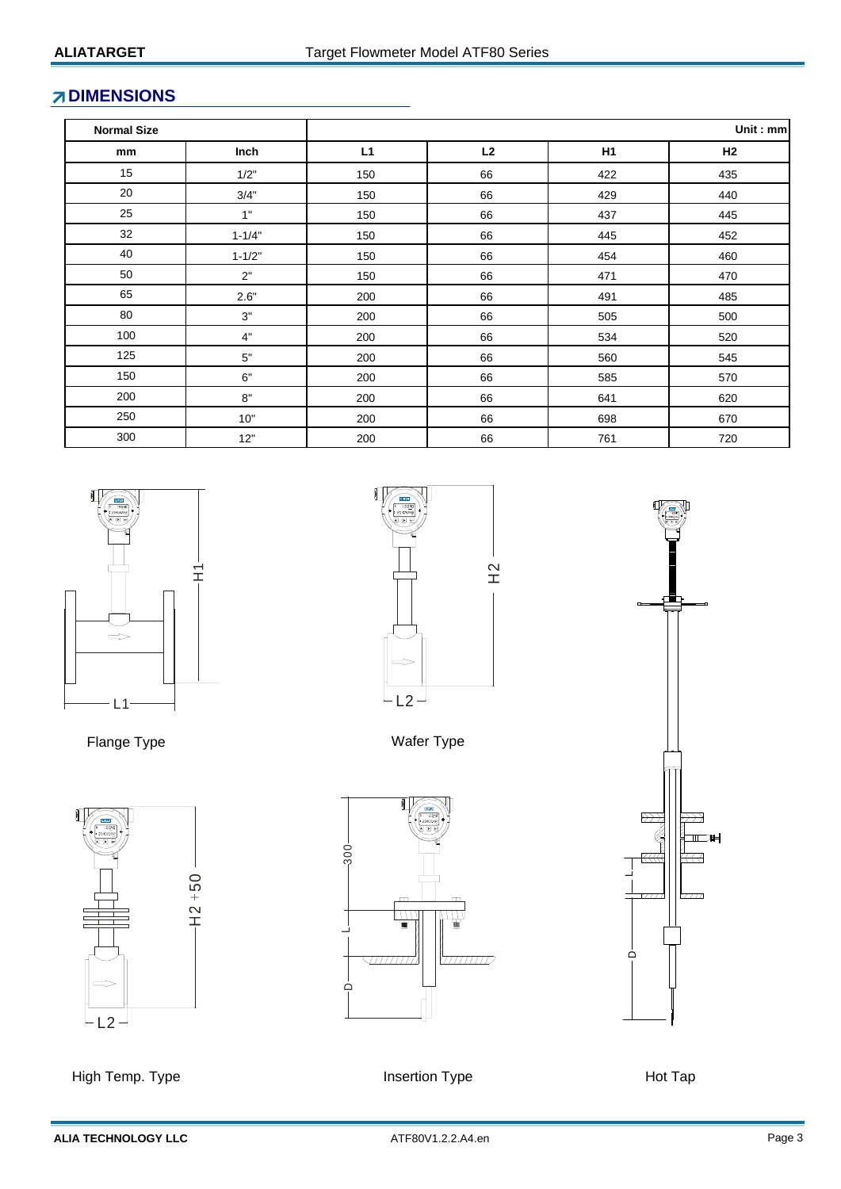## DIMENSIONS

| Normal Size | | | | | Unit : mm |
|---|---|---|---|---|---|
| mm | Inch | L1 | L2 | H1 | H2 |
| 15 | 1/2" | 150 | 66 | 422 | 435 |
| 20 | 3/4" | 150 | 66 | 429 | 440 |
| 25 | 1" | 150 | 66 | 437 | 445 |
| 32 | 1-1/4" | 150 | 66 | 445 | 452 |
| 40 | 1-1/2" | 150 | 66 | 454 | 460 |
| 50 | 2" | 150 | 66 | 471 | 470 |
| 65 | 2.6" | 200 | 66 | 491 | 485 |
| 80 | 3" | 200 | 66 | 505 | 500 |
| 100 | 4" | 200 | 66 | 534 | 520 |
| 125 | 5" | 200 | 66 | 560 | 545 |
| 150 | 6" | 200 | 66 | 585 | 570 |
| 200 | 8" | 200 | 66 | 641 | 620 |
| 250 | 10" | 200 | 66 | 698 | 670 |
| 300 | 12" | 200 | 66 | 761 | 720 |

Flange Type

Wafer Type

High Temp. Type

Insertion Type

Hot Tap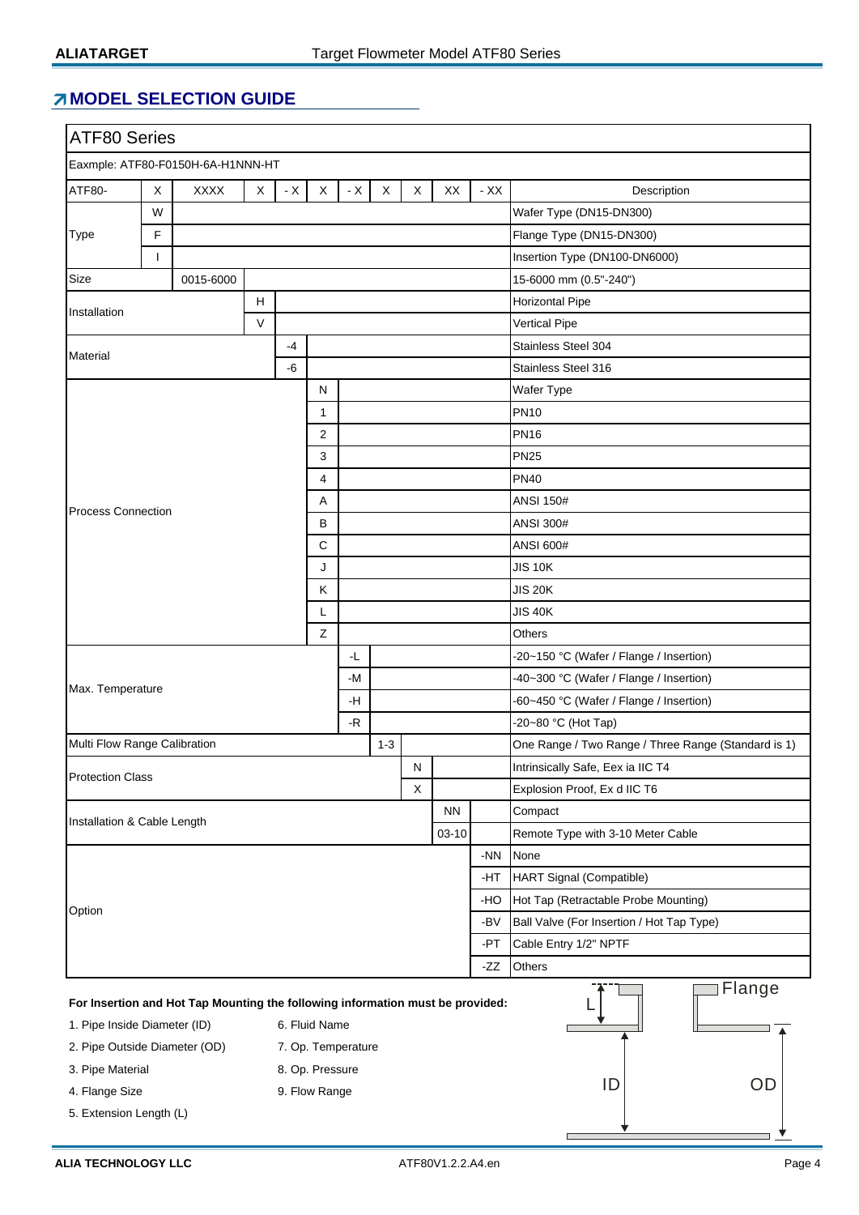## MODEL SELECTION GUIDE

| ATF80 Series | | | | | | | | | | | |
|---|---|---|---|---|---|---|---|---|---|---|---|
| Eaxmple: ATF80-F0150H-6A-H1NNN-HT | | | | | | | | | | | |
| ATF80- | X | XXXX | X | - X | X | - X | X | X | XX | - XX | Description |
| Type | W | | | | | | | | | | Wafer Type (DN15-DN300) |
| | F | | | | | | | | | | Flange Type (DN15-DN300) |
| | I | | | | | | | | | | Insertion Type (DN100-DN6000) |
| Size | | 0015-6000 | | | | | | | | | 15-6000 mm (0.5"-240") |
| Installation | | | H | | | | | | | | Horizontal Pipe |
| | | | V | | | | | | | | Vertical Pipe |
| Material | | | | -4 | | | | | | | Stainless Steel 304 |
| | | | | -6 | | | | | | | Stainless Steel 316 |
| Process Connection | | | | | N | | | | | | Wafer Type |
| | | | | | 1 | | | | | | PN10 |
| | | | | | 2 | | | | | | PN16 |
| | | | | | 3 | | | | | | PN25 |
| | | | | | 4 | | | | | | PN40 |
| | | | | | A | | | | | | ANSI 150# |
| | | | | | B | | | | | | ANSI 300# |
| | | | | | C | | | | | | ANSI 600# |
| | | | | | J | | | | | | JIS 10K |
| | | | | | K | | | | | | JIS 20K |
| | | | | | L | | | | | | JIS 40K |
| | | | | | Z | | | | | | Others |
| Max. Temperature | | | | | | -L | | | | | -20~150 °C (Wafer / Flange / Insertion) |
| | | | | | | -M | | | | | -40~300 °C (Wafer / Flange / Insertion) |
| | | | | | | -H | | | | | -60~450 °C (Wafer / Flange / Insertion) |
| | | | | | | -R | | | | | -20~80 °C (Hot Tap) |
| Multi Flow Range Calibration | | | | | | | 1-3 | | | | One Range / Two Range / Three Range (Standard is 1) |
| Protection Class | | | | | | | | N | | | Intrinsically Safe, Eex ia IIC T4 |
| | | | | | | | | X | | | Explosion Proof, Ex d IIC T6 |
| Installation & Cable Length | | | | | | | | | NN | | Compact |
| | | | | | | | | | 03-10 | | Remote Type with 3-10 Meter Cable |
| Option | | | | | | | | | | -NN | None |
| | | | | | | | | | | -HT | HART Signal (Compatible) |
| | | | | | | | | | | -HO | Hot Tap (Retractable Probe Mounting) |
| | | | | | | | | | | -BV | Ball Valve (For Insertion / Hot Tap Type) |
| | | | | | | | | | | -PT | Cable Entry 1/2" NPTF |
| | | | | | | | | | | -ZZ | Others |

**For Insertion and Hot Tap Mounting the following information must be provided:**

1. Pipe Inside Diameter (ID)
2. Pipe Outside Diameter (OD)
3. Pipe Material
4. Flange Size
5. Extension Length (L)
6. Fluid Name
7. Op. Temperature
8. Op. Pressure
9. Flow Range

L
Flange
ID
OD